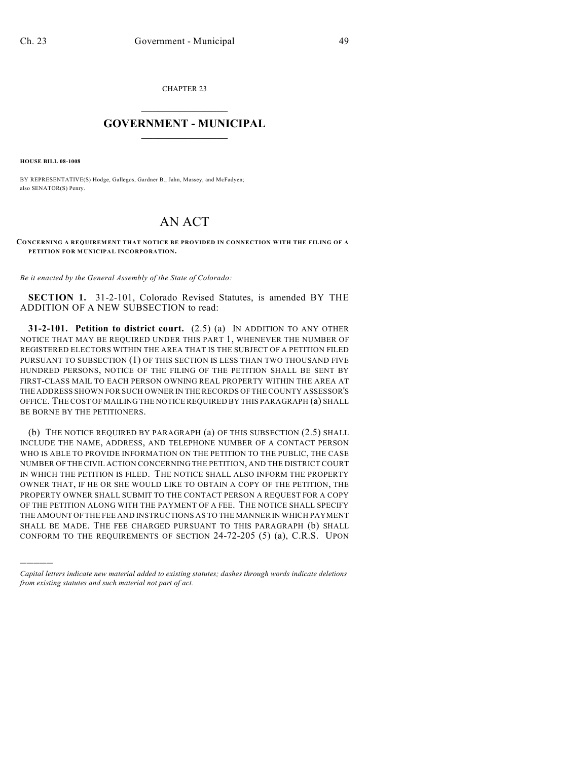CHAPTER 23

# GOVERNMENT - MUNICIPAL

**HOUSE BILL 08-1008**

BY REPRESENTATIVE(S) Hodge, Gallegos, Gardner B., Jahn, Massey, and McFadyen;
also SENATOR(S) Penry.

# AN ACT

**CONCERNING A REQUIREMENT THAT NOTICE BE PROVIDED IN CONNECTION WITH THE FILING OF A PETITION FOR MUNICIPAL INCORPORATION.**

*Be it enacted by the General Assembly of the State of Colorado:*

**SECTION 1.** 31-2-101, Colorado Revised Statutes, is amended BY THE ADDITION OF A NEW SUBSECTION to read:

**31-2-101. Petition to district court.** (2.5) (a) IN ADDITION TO ANY OTHER NOTICE THAT MAY BE REQUIRED UNDER THIS PART 1, WHENEVER THE NUMBER OF REGISTERED ELECTORS WITHIN THE AREA THAT IS THE SUBJECT OF A PETITION FILED PURSUANT TO SUBSECTION (1) OF THIS SECTION IS LESS THAN TWO THOUSAND FIVE HUNDRED PERSONS, NOTICE OF THE FILING OF THE PETITION SHALL BE SENT BY FIRST-CLASS MAIL TO EACH PERSON OWNING REAL PROPERTY WITHIN THE AREA AT THE ADDRESS SHOWN FOR SUCH OWNER IN THE RECORDS OF THE COUNTY ASSESSOR'S OFFICE. THE COST OF MAILING THE NOTICE REQUIRED BY THIS PARAGRAPH (a) SHALL BE BORNE BY THE PETITIONERS.

(b) THE NOTICE REQUIRED BY PARAGRAPH (a) OF THIS SUBSECTION (2.5) SHALL INCLUDE THE NAME, ADDRESS, AND TELEPHONE NUMBER OF A CONTACT PERSON WHO IS ABLE TO PROVIDE INFORMATION ON THE PETITION TO THE PUBLIC, THE CASE NUMBER OF THE CIVIL ACTION CONCERNING THE PETITION, AND THE DISTRICT COURT IN WHICH THE PETITION IS FILED. THE NOTICE SHALL ALSO INFORM THE PROPERTY OWNER THAT, IF HE OR SHE WOULD LIKE TO OBTAIN A COPY OF THE PETITION, THE PROPERTY OWNER SHALL SUBMIT TO THE CONTACT PERSON A REQUEST FOR A COPY OF THE PETITION ALONG WITH THE PAYMENT OF A FEE. THE NOTICE SHALL SPECIFY THE AMOUNT OF THE FEE AND INSTRUCTIONS AS TO THE MANNER IN WHICH PAYMENT SHALL BE MADE. THE FEE CHARGED PURSUANT TO THIS PARAGRAPH (b) SHALL CONFORM TO THE REQUIREMENTS OF SECTION 24-72-205 (5) (a), C.R.S. UPON

---

*Capital letters indicate new material added to existing statutes; dashes through words indicate deletions from existing statutes and such material not part of act.*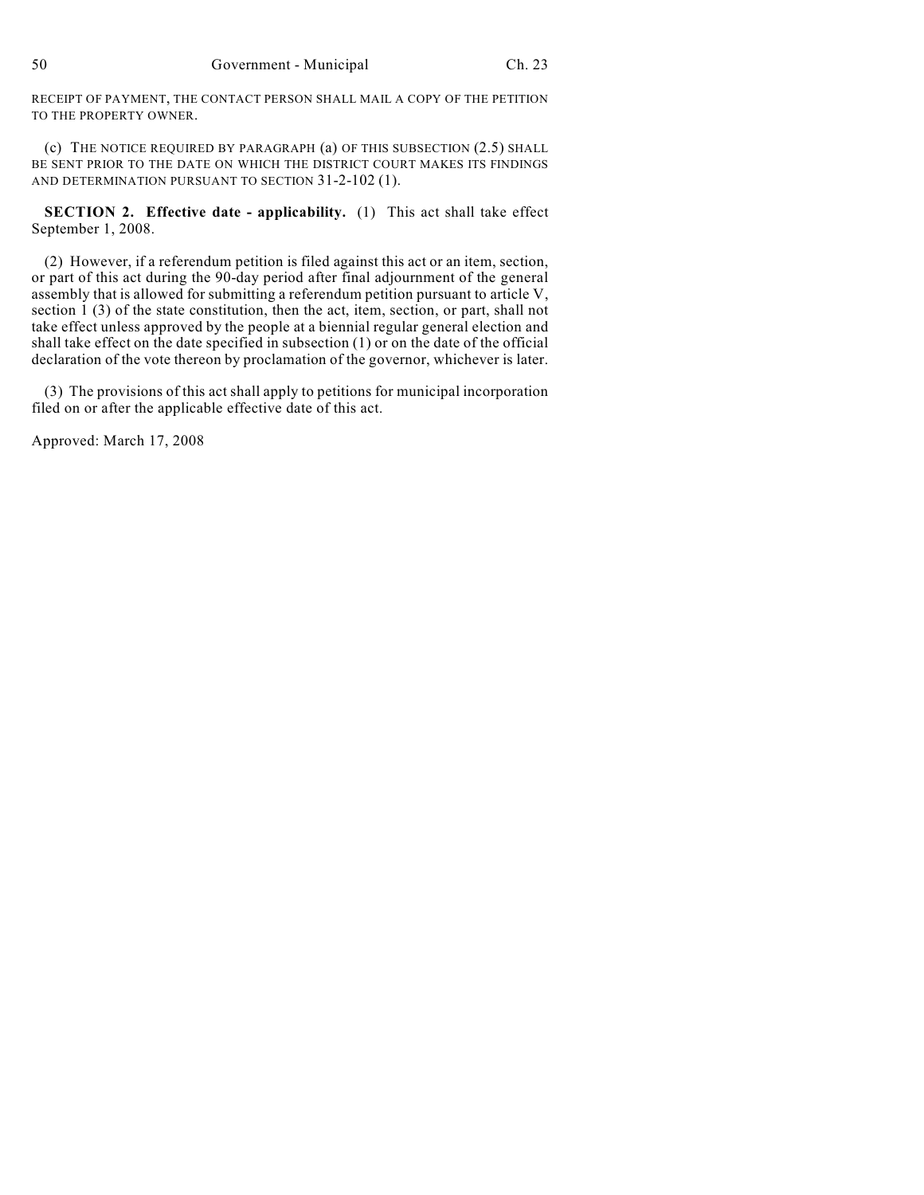RECEIPT OF PAYMENT, THE CONTACT PERSON SHALL MAIL A COPY OF THE PETITION TO THE PROPERTY OWNER.

(c) THE NOTICE REQUIRED BY PARAGRAPH (a) OF THIS SUBSECTION (2.5) SHALL BE SENT PRIOR TO THE DATE ON WHICH THE DISTRICT COURT MAKES ITS FINDINGS AND DETERMINATION PURSUANT TO SECTION 31-2-102 (1).

**SECTION 2. Effective date - applicability.** (1) This act shall take effect September 1, 2008.

(2) However, if a referendum petition is filed against this act or an item, section, or part of this act during the 90-day period after final adjournment of the general assembly that is allowed for submitting a referendum petition pursuant to article V, section 1 (3) of the state constitution, then the act, item, section, or part, shall not take effect unless approved by the people at a biennial regular general election and shall take effect on the date specified in subsection (1) or on the date of the official declaration of the vote thereon by proclamation of the governor, whichever is later.

(3) The provisions of this act shall apply to petitions for municipal incorporation filed on or after the applicable effective date of this act.

Approved: March 17, 2008